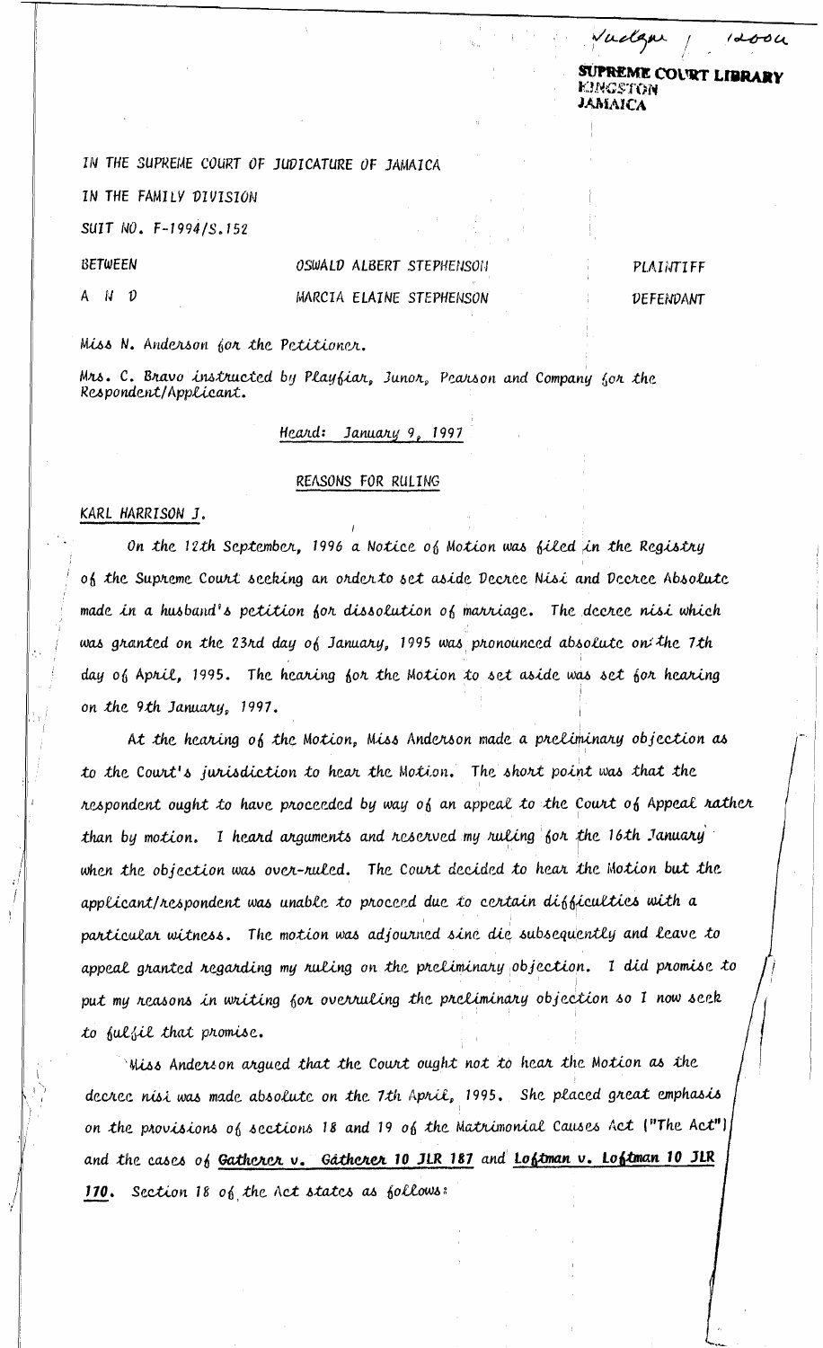Judgment / 1200a

**SUPREME COURT LIBRARY**
**KINGSTON**
**JAMAICA**

IN THE SUPREME COURT OF JUDICATURE OF JAMAICA

IN THE FAMILY DIVISION

SUIT NO. F-1994/S.152

| BETWEEN | OSWALD ALBERT STEPHENSON | PLAINTIFF |
|---|---|---|
| A N D | MARCIA ELAINE STEPHENSON | DEFENDANT |

Miss N. Anderson for the Petitioner.

Mrs. C. Bravo instructed by Playfiar, Junor, Pearson and Company for the Respondent/Applicant.

Heard: January 9, 1997

REASONS FOR RULING

KARL HARRISON J.

On the 12th September, 1996 a Notice of Motion was filed in the Registry of the Supreme Court seeking an orderto set aside Decree Nisi and Decree Absolute made in a husband's petition for dissolution of marriage. The decree nisi which was granted on the 23rd day of January, 1995 was pronounced absolute on the 7th day of April, 1995. The hearing for the Motion to set aside was set for hearing on the 9th January, 1997.

At the hearing of the Motion, Miss Anderson made a preliminary objection as to the Court's jurisdiction to hear the Motion. The short point was that the respondent ought to have proceeded by way of an appeal to the Court of Appeal rather than by motion. I heard arguments and reserved my ruling for the 16th January when the objection was over-ruled. The Court decided to hear the Motion but the applicant/respondent was unable to proceed due to certain difficulties with a particular witness. The motion was adjourned sine die subsequently and leave to appeal granted regarding my ruling on the preliminary objection. I did promise to put my reasons in writing for overruling the preliminary objection so I now seek to fulfil that promise.

Miss Anderson argued that the Court ought not to hear the Motion as the decree nisi was made absolute on the 7th April, 1995. She placed great emphasis on the provisions of sections 18 and 19 of the Matrimonial Causes Act ("The Act") and the cases of **Gatherer v. Gatherer 10 JLR 187** and **Loftman v. Loftman 10 JLR 170**. Section 18 of the Act states as follows: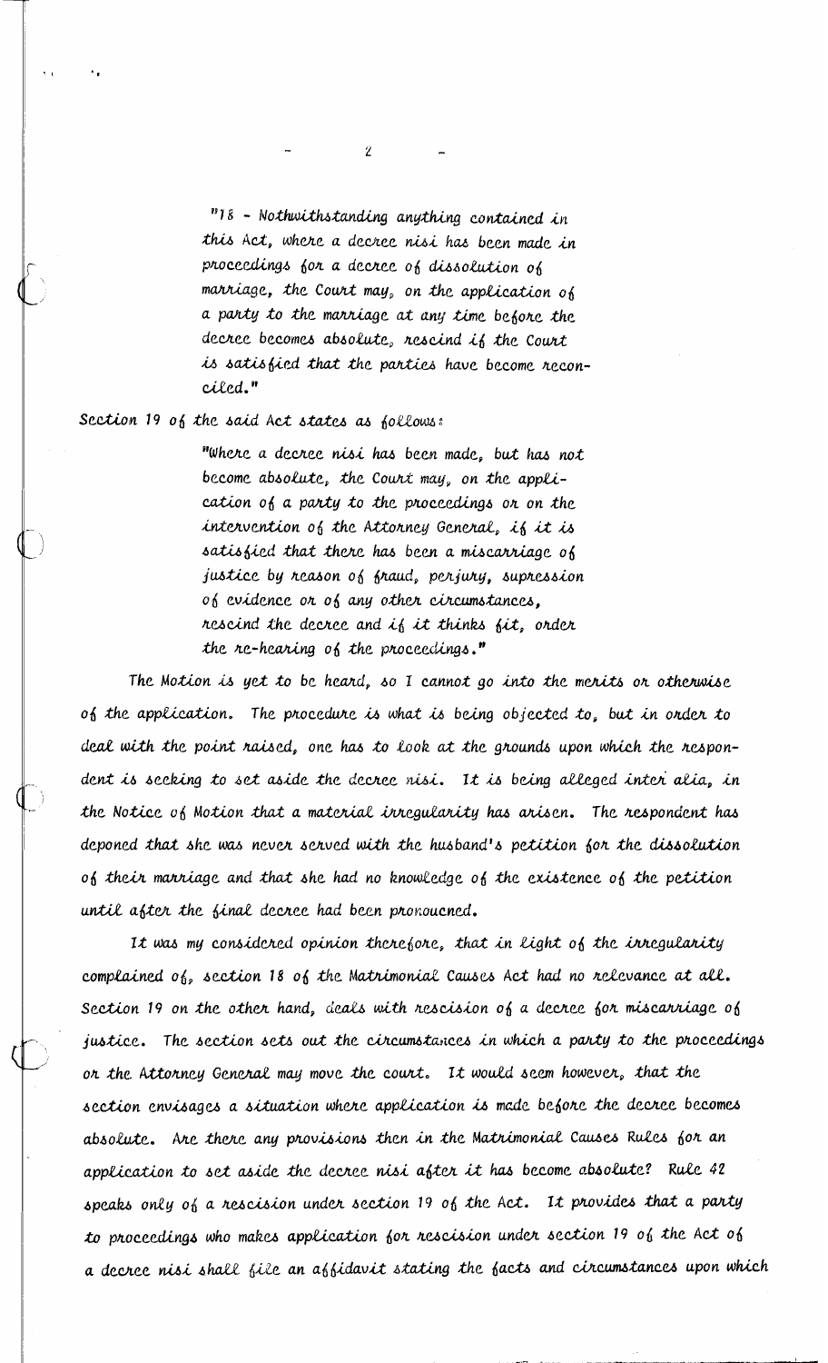"18 - Nothwithstanding anything contained in this Act, where a decree nisi has been made in proceedings for a decree of dissolution of marriage, the Court may, on the application of a party to the marriage at any time before the decree becomes absolute, rescind if the Court is satisfied that the parties have become reconciled."

Section 19 of the said Act states as follows:

"Where a decree nisi has been made, but has not become absolute, the Court may, on the application of a party to the proceedings or on the intervention of the Attorney General, if it is satisfied that there has been a miscarriage of justice by reason of fraud, perjury, supression of evidence or of any other circumstances, rescind the decree and if it thinks fit, order the re-hearing of the proceedings."

The Motion is yet to be heard, so I cannot go into the merits or otherwise of the application. The procedure is what is being objected to, but in order to deal with the point raised, one has to look at the grounds upon which the respondent is seeking to set aside the decree nisi. It is being alleged inter alia, in the Notice of Motion that a material irregularity has arisen. The respondent has deponed that she was never served with the husband's petition for the dissolution of their marriage and that she had no knowledge of the existence of the petition until after the final decree had been pronoucned.

It was my considered opinion therefore, that in light of the irregularity complained of, section 18 of the Matrimonial Causes Act had no relevance at all. Section 19 on the other hand, deals with rescision of a decree for miscarriage of justice. The section sets out the circumstances in which a party to the proceedings or the Attorney General may move the court. It would seem however, that the section envisages a situation where application is made before the decree becomes absolute. Are there any provisions then in the Matrimonial Causes Rules for an application to set aside the decree nisi after it has become absolute? Rule 42 speaks only of a rescision under section 19 of the Act. It provides that a party to proceedings who makes application for rescision under section 19 of the Act of a decree nisi shall file an affidavit stating the facts and circumstances upon which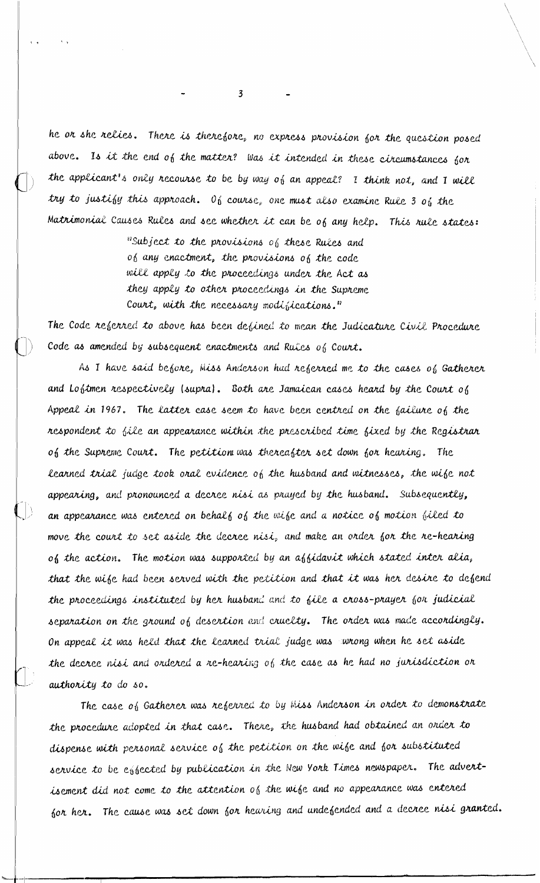he or she relies. There is therefore, no express provision for the question posed above. Is it the end of the matter? Was it intended in these circumstances for the applicant's only recourse to be by way of an appeal? I think not, and I will try to justify this approach. Of course, one must also examine Rule 3 of the Matrimonial Causes Rules and see whether it can be of any help. This rule states:

> "Subject to the provisions of these Rules and of any enactment, the provisions of the code will apply to the proceedings under the Act as they apply to other proceedings in the Supreme Court, with the necessary modifications."

The Code referred to above has been defined to mean the Judicature Civil Procedure Code as amended by subsequent enactments and Rules of Court.

As I have said before, Miss Anderson had referred me to the cases of Gatherer and Loftmen respectively (supra). Both are Jamaican cases heard by the Court of Appeal in 1967. The latter case seem to have been centred on the failure of the respondent to file an appearance within the prescribed time fixed by the Registrar of the Supreme Court. The petition was thereafter set down for hearing. The learned trial judge took oral evidence of the husband and witnesses, the wife not appearing, and pronounced a decree *nisi* as prayed by the husband. Subsequently, an appearance was entered on behalf of the wife and a notice of motion filed to move the court to set aside the decree *nisi*, and make an order for the re-hearing of the action. The motion was supported by an affidavit which stated *inter alia*, that the wife had been served with the petition and that it was her desire to defend the proceedings instituted by her husband and to file a cross-prayer for judicial separation on the ground of desertion and cruelty. The order was made accordingly. On appeal it was held that the learned trial judge was wrong when he set aside the decree *nisi* and ordered a re-hearing of the case as he had no jurisdiction or authority to do so.

The case of Gatherer was referred to by Miss Anderson in order to demonstrate the procedure adopted in that case. There, the husband had obtained an order to dispense with personal service of the petition on the wife and for substituted service to be effected by publication in the New York Times newspaper. The advertisement did not come to the attention of the wife and no appearance was entered for her. The cause was set down for hearing and undefended and a decree *nisi* granted.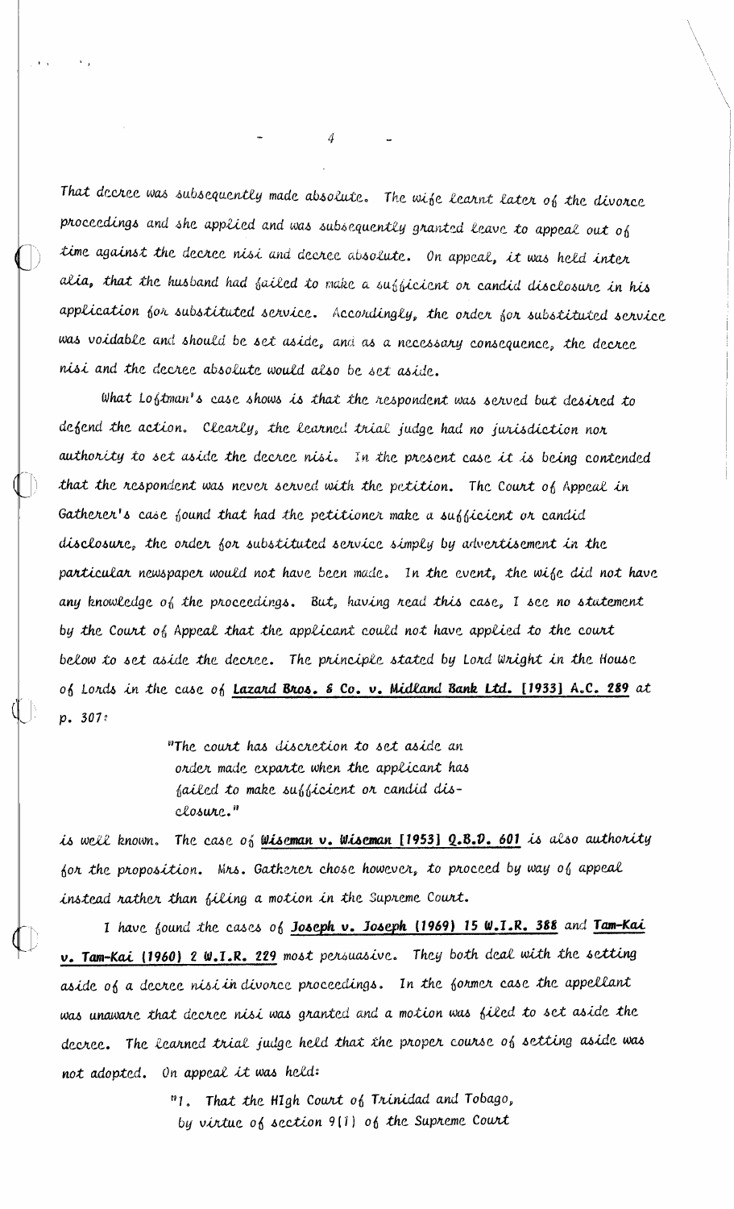That decree was subsequently made absolute. The wife learnt later of the divorce proceedings and she applied and was subsequently granted leave to appeal out of time against the decree nisi and decree absolute. On appeal, it was held inter alia, that the husband had failed to make a sufficient or candid disclosure in his application for substituted service. Accordingly, the order for substituted service was voidable and should be set aside, and as a necessary consequence, the decree nisi and the decree absolute would also be set aside.

What Loftman's case shows is that the respondent was served but desired to defend the action. Clearly, the learned trial judge had no jurisdiction nor authority to set aside the decree nisi. In the present case it is being contended that the respondent was never served with the petition. The Court of Appeal in Gatherer's case found that had the petitioner make a sufficient or candid disclosure, the order for substituted service simply by advertisement in the particular newspaper would not have been made. In the event, the wife did not have any knowledge of the proceedings. But, having read this case, I see no statement by the Court of Appeal that the applicant could not have applied to the court below to set aside the decree. The principle stated by Lord Wright in the House of Lords in the case of **Lazard Bros. & Co. v. Midland Bank Ltd. [1933] A.C. 289** at p. 307:

> "The court has discretion to set aside an order made exparte when the applicant has failed to make sufficient or candid disclosure."

is well known. The case of **Wiseman v. Wiseman [1953] Q.B.D. 601** is also authority for the proposition. Mrs. Gatherer chose however, to proceed by way of appeal instead rather than filing a motion in the Supreme Court.

I have found the cases of **Joseph v. Joseph (1969) 15 W.I.R. 388** and **Tam-Kai v. Tam-Kai (1960) 2 W.I.R. 229** most persuasive. They both deal with the setting aside of a decree nisi in divorce proceedings. In the former case the appellant was unaware that decree nisi was granted and a motion was filed to set aside the decree. The learned trial judge held that the proper course of setting aside was not adopted. On appeal it was held:

> "1. That the HIgh Court of Trinidad and Tobago, by virtue of section 9(1) of the Supreme Court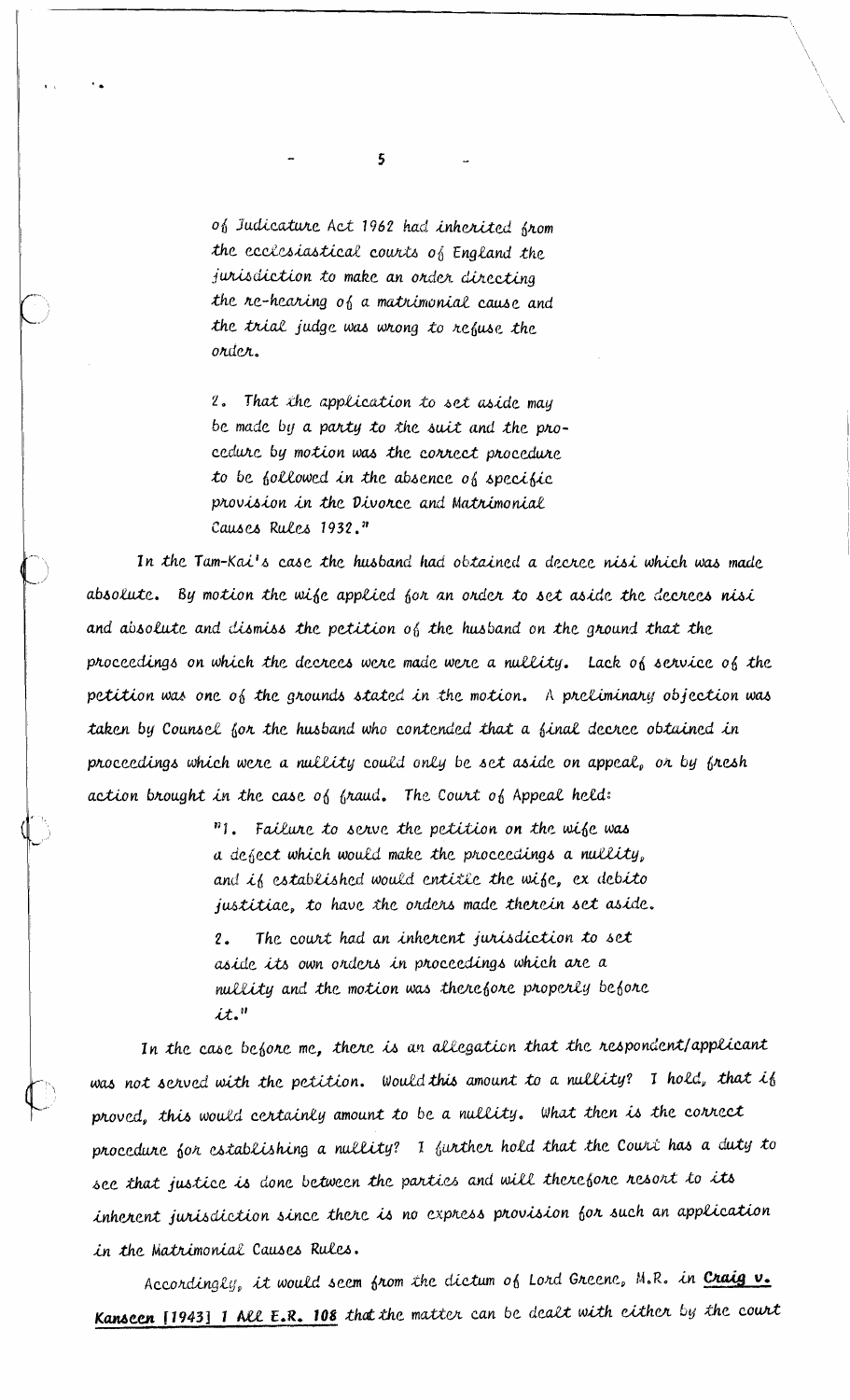> of Judicature Act 1962 had inherited from the ecclesiastical courts of England the jurisdiction to make an order directing the re-hearing of a matrimonial cause and the trial judge was wrong to refuse the order.
>
> 2. That the application to set aside may be made by a party to the suit and the procedure by motion was the correct procedure to be followed in the absence of specific provision in the Divorce and Matrimonial Causes Rules 1932."

In the Tam-Kai's case the husband had obtained a decree nisi which was made absolute. By motion the wife applied for an order to set aside the decrees nisi and absolute and dismiss the petition of the husband on the ground that the proceedings on which the decrees were made were a nullity. Lack of service of the petition was one of the grounds stated in the motion. A preliminary objection was taken by Counsel for the husband who contended that a final decree obtained in proceedings which were a nullity could only be set aside on appeal, or by fresh action brought in the case of fraud. The Court of Appeal held:

> "1. Failure to serve the petition on the wife was a defect which would make the proceedings a nullity, and if established would entitle the wife, ex debito justitiae, to have the orders made therein set aside.
>
> 2. The court had an inherent jurisdiction to set aside its own orders in proceedings which are a nullity and the motion was therefore properly before it."

In the case before me, there is an allegation that the respondent/applicant was not served with the petition. Would this amount to a nullity? I hold, that if proved, this would certainly amount to be a nullity. What then is the correct procedure for establishing a nullity? I further hold that the Court has a duty to see that justice is done between the parties and will therefore resort to its inherent jurisdiction since there is no express provision for such an application in the Matrimonial Causes Rules.

Accordingly, it would seem from the dictum of Lord Greene, M.R. in **Craig v. Kanseen [1943] 1 All E.R. 108** that the matter can be dealt with either by the court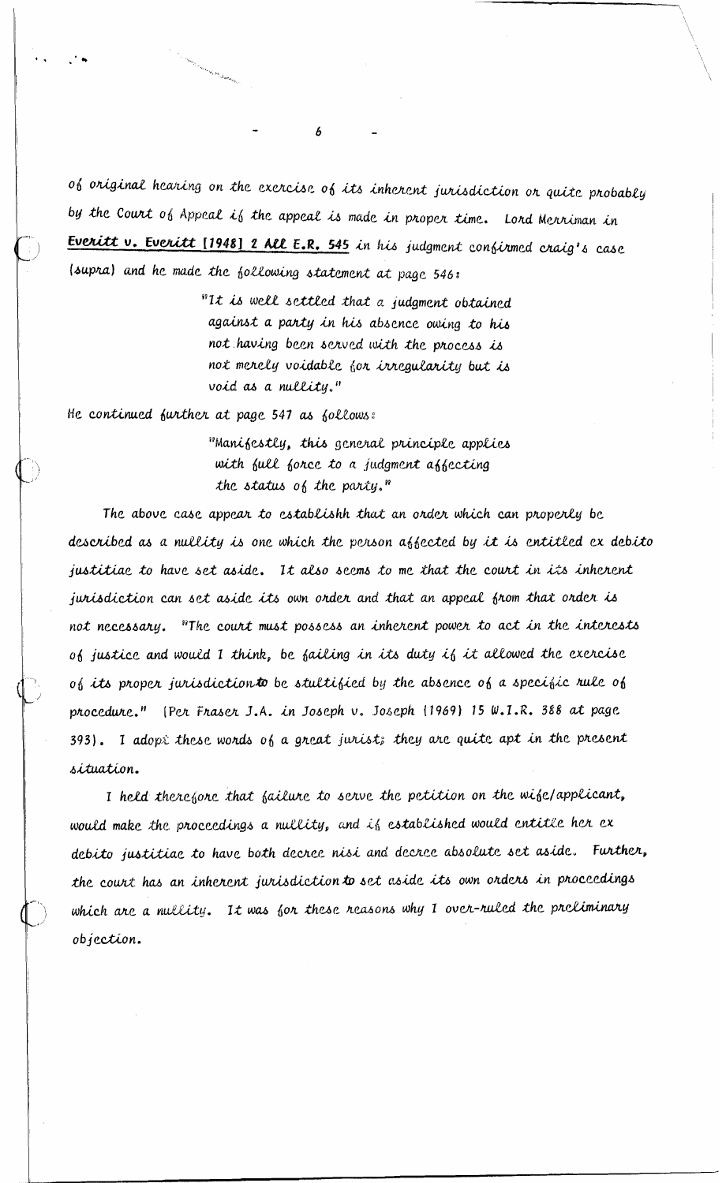of original hearing on the exercise of its inherent jurisdiction or quite probably by the Court of Appeal if the appeal is made in proper time. Lord Merriman in **Everitt v. Everitt [1948] 2 All E.R. 545** in his judgment confirmed craig's case (supra) and he made the following statement at page 546:

> "It is well settled that a judgment obtained against a party in his absence owing to his not having been served with the process is not merely voidable for irregularity but is void as a nullity."

He continued further at page 547 as follows:

> "Manifestly, this general principle applies with full force to a judgment affecting the status of the party."

The above case appear to estabilshh that an order which can properly be described as a nullity is one which the person affected by it is entitled ex debito justitiae to have set aside. It also seems to me that the court in its inherent jurisdiction can set aside its own order and that an appeal from that order is not necessary. "The court must possess an inherent power to act in the interests of justice and would I think, be failing in its duty if it allowed the exercise of its proper jurisdiction to be stultified by the absence of a specific rule of procedure." (Per Fraser J.A. in Joseph v. Joseph (1969) 15 W.I.R. 388 at page 393). I adopt these words of a great jurist; they are quite apt in the present situation.

I held therefore that failure to serve the petition on the wife/applicant, would make the proceedings a nullity, and if established would entitle her ex debito justitiae to have both decree nisi and decree absolute set aside. Further, the court has an inherent jurisdiction to set aside its own orders in proceedings which are a nullity. It was for these reasons why I over-ruled the preliminary objection.